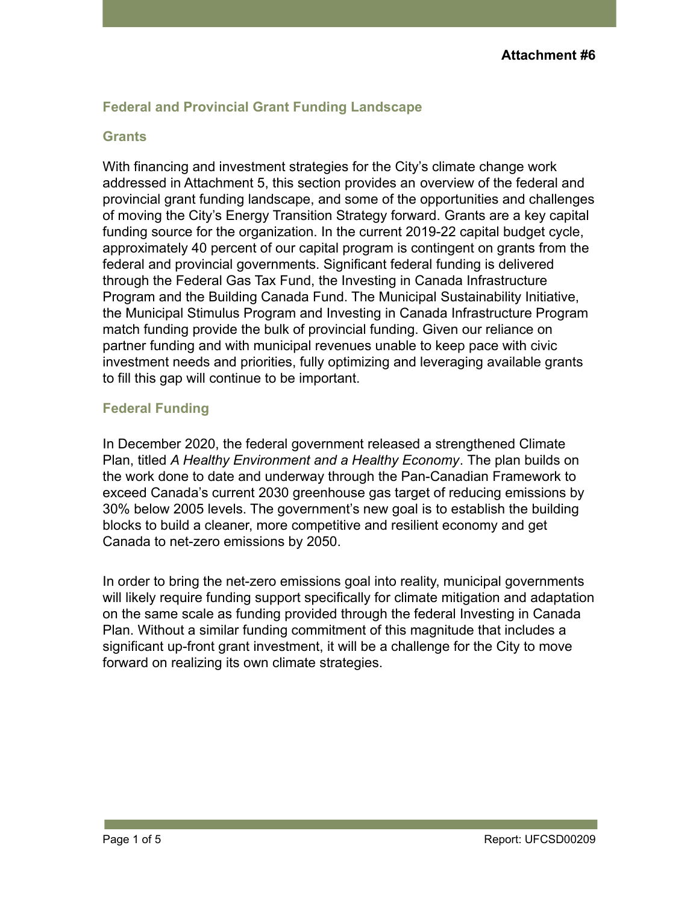**Attachment #6**

## Federal and Provincial Grant Funding Landscape

### Grants

With financing and investment strategies for the City's climate change work addressed in Attachment 5, this section provides an overview of the federal and provincial grant funding landscape, and some of the opportunities and challenges of moving the City's Energy Transition Strategy forward. Grants are a key capital funding source for the organization. In the current 2019-22 capital budget cycle, approximately 40 percent of our capital program is contingent on grants from the federal and provincial governments. Significant federal funding is delivered through the Federal Gas Tax Fund, the Investing in Canada Infrastructure Program and the Building Canada Fund. The Municipal Sustainability Initiative, the Municipal Stimulus Program and Investing in Canada Infrastructure Program match funding provide the bulk of provincial funding. Given our reliance on partner funding and with municipal revenues unable to keep pace with civic investment needs and priorities, fully optimizing and leveraging available grants to fill this gap will continue to be important.

### Federal Funding

In December 2020, the federal government released a strengthened Climate Plan, titled *A Healthy Environment and a Healthy Economy*. The plan builds on the work done to date and underway through the Pan-Canadian Framework to exceed Canada's current 2030 greenhouse gas target of reducing emissions by 30% below 2005 levels. The government's new goal is to establish the building blocks to build a cleaner, more competitive and resilient economy and get Canada to net-zero emissions by 2050.

In order to bring the net-zero emissions goal into reality, municipal governments will likely require funding support specifically for climate mitigation and adaptation on the same scale as funding provided through the federal Investing in Canada Plan. Without a similar funding commitment of this magnitude that includes a significant up-front grant investment, it will be a challenge for the City to move forward on realizing its own climate strategies.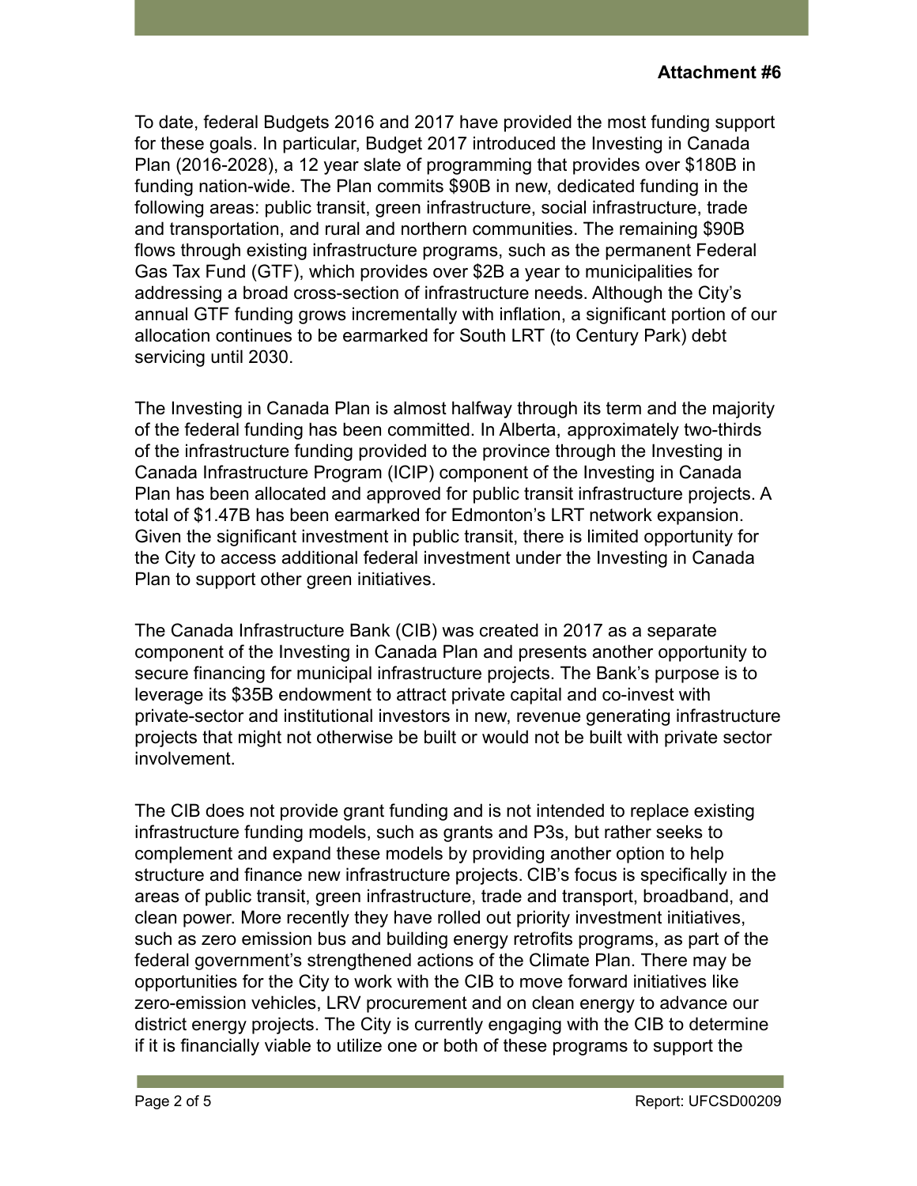**Attachment #6**

To date, federal Budgets 2016 and 2017 have provided the most funding support for these goals. In particular, Budget 2017 introduced the Investing in Canada Plan (2016-2028), a 12 year slate of programming that provides over $180B in funding nation-wide. The Plan commits $90B in new, dedicated funding in the following areas: public transit, green infrastructure, social infrastructure, trade and transportation, and rural and northern communities. The remaining $90B flows through existing infrastructure programs, such as the permanent Federal Gas Tax Fund (GTF), which provides over $2B a year to municipalities for addressing a broad cross-section of infrastructure needs. Although the City's annual GTF funding grows incrementally with inflation, a significant portion of our allocation continues to be earmarked for South LRT (to Century Park) debt servicing until 2030.

The Investing in Canada Plan is almost halfway through its term and the majority of the federal funding has been committed. In Alberta, approximately two-thirds of the infrastructure funding provided to the province through the Investing in Canada Infrastructure Program (ICIP) component of the Investing in Canada Plan has been allocated and approved for public transit infrastructure projects. A total of $1.47B has been earmarked for Edmonton's LRT network expansion. Given the significant investment in public transit, there is limited opportunity for the City to access additional federal investment under the Investing in Canada Plan to support other green initiatives.

The Canada Infrastructure Bank (CIB) was created in 2017 as a separate component of the Investing in Canada Plan and presents another opportunity to secure financing for municipal infrastructure projects. The Bank's purpose is to leverage its $35B endowment to attract private capital and co-invest with private-sector and institutional investors in new, revenue generating infrastructure projects that might not otherwise be built or would not be built with private sector involvement.

The CIB does not provide grant funding and is not intended to replace existing infrastructure funding models, such as grants and P3s, but rather seeks to complement and expand these models by providing another option to help structure and finance new infrastructure projects. CIB's focus is specifically in the areas of public transit, green infrastructure, trade and transport, broadband, and clean power. More recently they have rolled out priority investment initiatives, such as zero emission bus and building energy retrofits programs, as part of the federal government's strengthened actions of the Climate Plan. There may be opportunities for the City to work with the CIB to move forward initiatives like zero-emission vehicles, LRV procurement and on clean energy to advance our district energy projects. The City is currently engaging with the CIB to determine if it is financially viable to utilize one or both of these programs to support the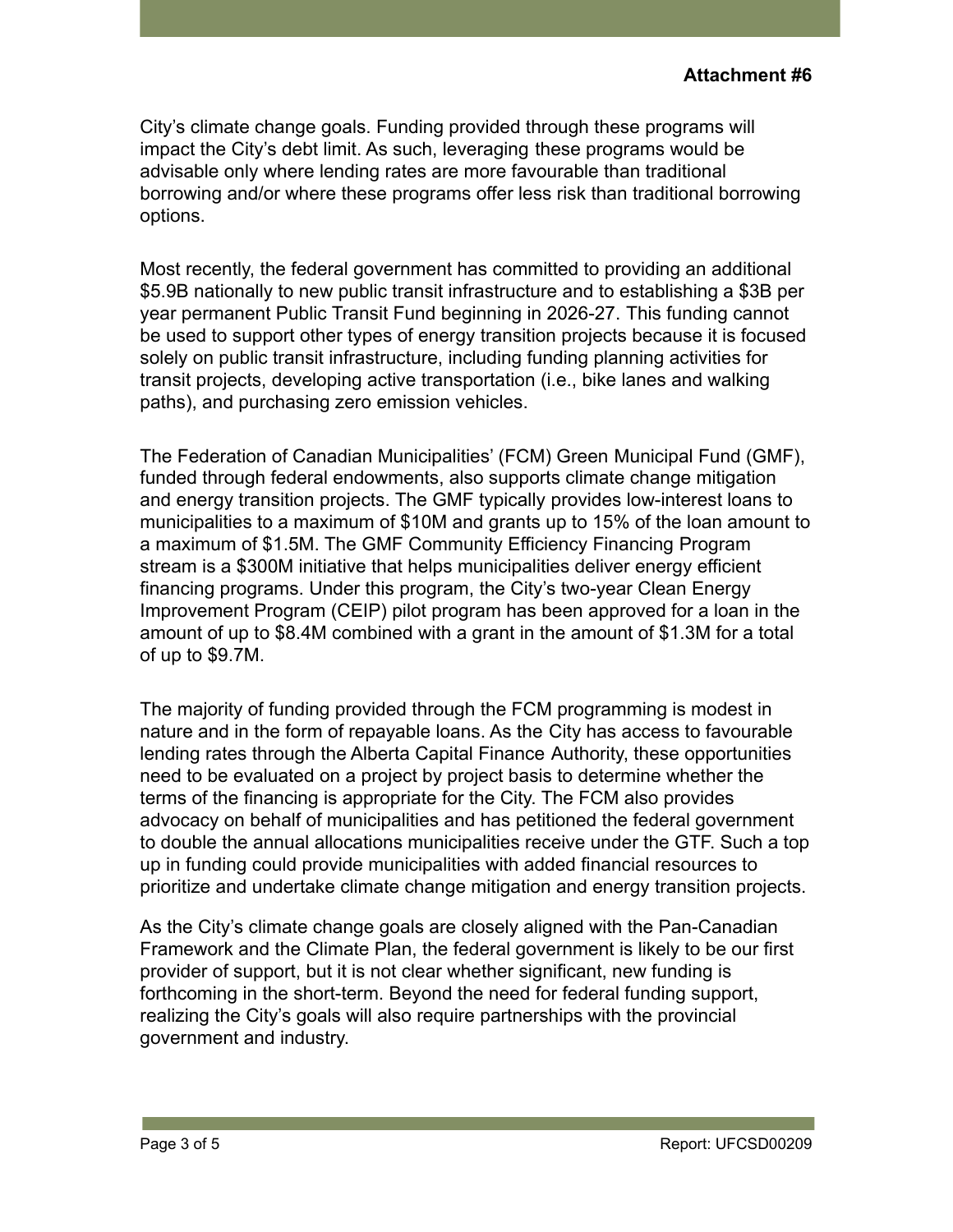City's climate change goals. Funding provided through these programs will impact the City's debt limit. As such, leveraging these programs would be advisable only where lending rates are more favourable than traditional borrowing and/or where these programs offer less risk than traditional borrowing options.

Most recently, the federal government has committed to providing an additional $5.9B nationally to new public transit infrastructure and to establishing a $3B per year permanent Public Transit Fund beginning in 2026-27. This funding cannot be used to support other types of energy transition projects because it is focused solely on public transit infrastructure, including funding planning activities for transit projects, developing active transportation (i.e., bike lanes and walking paths), and purchasing zero emission vehicles.

The Federation of Canadian Municipalities' (FCM) Green Municipal Fund (GMF), funded through federal endowments, also supports climate change mitigation and energy transition projects. The GMF typically provides low-interest loans to municipalities to a maximum of $10M and grants up to 15% of the loan amount to a maximum of $1.5M. The GMF Community Efficiency Financing Program stream is a $300M initiative that helps municipalities deliver energy efficient financing programs. Under this program, the City's two-year Clean Energy Improvement Program (CEIP) pilot program has been approved for a loan in the amount of up to $8.4M combined with a grant in the amount of $1.3M for a total of up to $9.7M.

The majority of funding provided through the FCM programming is modest in nature and in the form of repayable loans. As the City has access to favourable lending rates through the Alberta Capital Finance Authority, these opportunities need to be evaluated on a project by project basis to determine whether the terms of the financing is appropriate for the City. The FCM also provides advocacy on behalf of municipalities and has petitioned the federal government to double the annual allocations municipalities receive under the GTF. Such a top up in funding could provide municipalities with added financial resources to prioritize and undertake climate change mitigation and energy transition projects.

As the City's climate change goals are closely aligned with the Pan-Canadian Framework and the Climate Plan, the federal government is likely to be our first provider of support, but it is not clear whether significant, new funding is forthcoming in the short-term. Beyond the need for federal funding support, realizing the City's goals will also require partnerships with the provincial government and industry.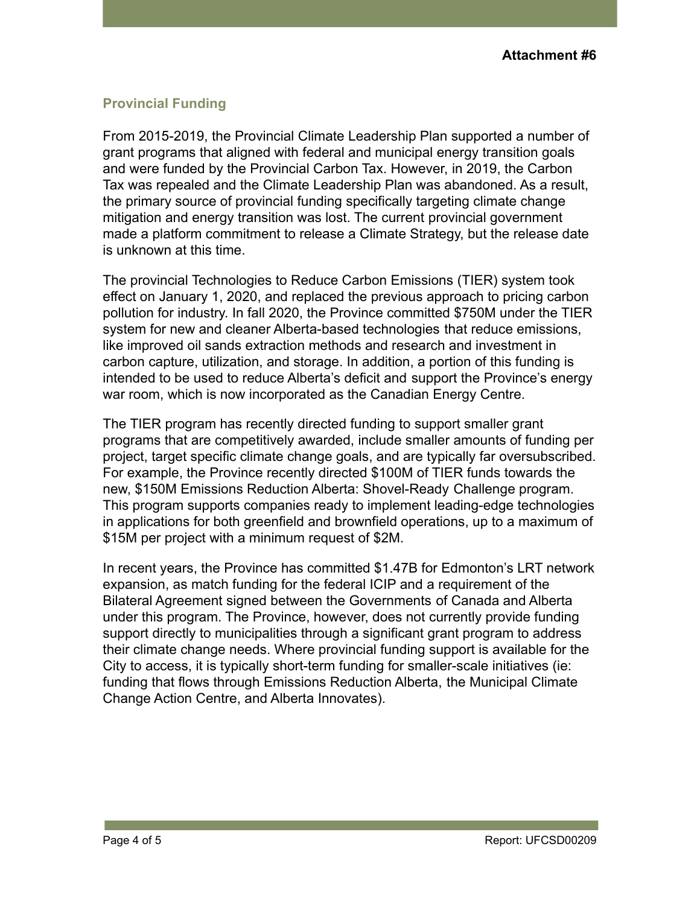**Attachment #6**

## Provincial Funding

From 2015-2019, the Provincial Climate Leadership Plan supported a number of grant programs that aligned with federal and municipal energy transition goals and were funded by the Provincial Carbon Tax. However, in 2019, the Carbon Tax was repealed and the Climate Leadership Plan was abandoned. As a result, the primary source of provincial funding specifically targeting climate change mitigation and energy transition was lost. The current provincial government made a platform commitment to release a Climate Strategy, but the release date is unknown at this time.

The provincial Technologies to Reduce Carbon Emissions (TIER) system took effect on January 1, 2020, and replaced the previous approach to pricing carbon pollution for industry. In fall 2020, the Province committed $750M under the TIER system for new and cleaner Alberta-based technologies that reduce emissions, like improved oil sands extraction methods and research and investment in carbon capture, utilization, and storage. In addition, a portion of this funding is intended to be used to reduce Alberta's deficit and support the Province's energy war room, which is now incorporated as the Canadian Energy Centre.

The TIER program has recently directed funding to support smaller grant programs that are competitively awarded, include smaller amounts of funding per project, target specific climate change goals, and are typically far oversubscribed. For example, the Province recently directed $100M of TIER funds towards the new, $150M Emissions Reduction Alberta: Shovel-Ready Challenge program. This program supports companies ready to implement leading-edge technologies in applications for both greenfield and brownfield operations, up to a maximum of $15M per project with a minimum request of $2M.

In recent years, the Province has committed $1.47B for Edmonton's LRT network expansion, as match funding for the federal ICIP and a requirement of the Bilateral Agreement signed between the Governments of Canada and Alberta under this program. The Province, however, does not currently provide funding support directly to municipalities through a significant grant program to address their climate change needs. Where provincial funding support is available for the City to access, it is typically short-term funding for smaller-scale initiatives (ie: funding that flows through Emissions Reduction Alberta, the Municipal Climate Change Action Centre, and Alberta Innovates).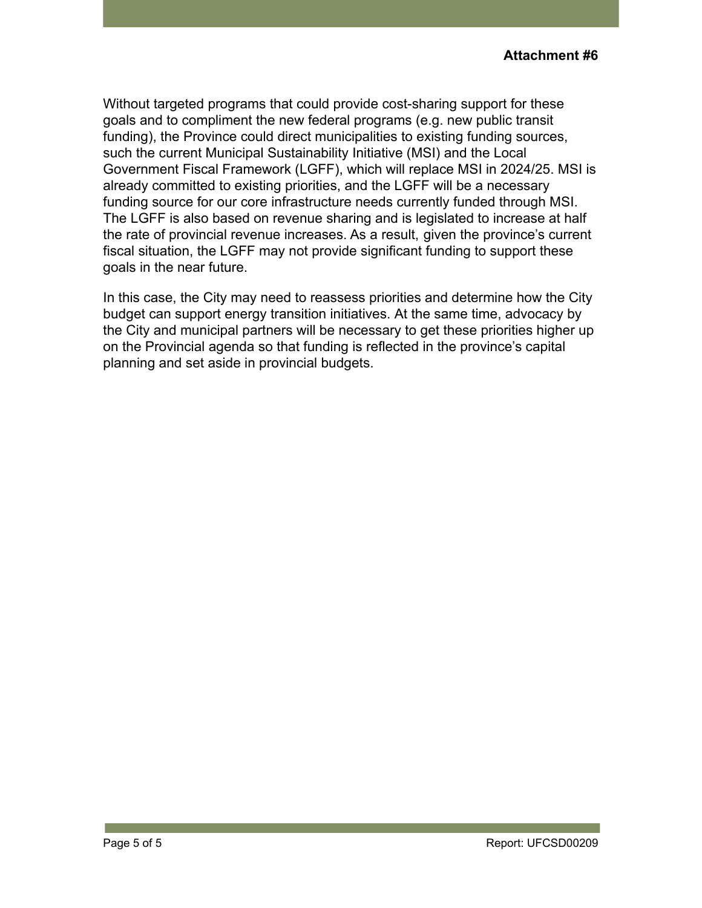**Attachment #6**

Without targeted programs that could provide cost-sharing support for these goals and to compliment the new federal programs (e.g. new public transit funding), the Province could direct municipalities to existing funding sources, such the current Municipal Sustainability Initiative (MSI) and the Local Government Fiscal Framework (LGFF), which will replace MSI in 2024/25. MSI is already committed to existing priorities, and the LGFF will be a necessary funding source for our core infrastructure needs currently funded through MSI. The LGFF is also based on revenue sharing and is legislated to increase at half the rate of provincial revenue increases. As a result, given the province's current fiscal situation, the LGFF may not provide significant funding to support these goals in the near future.

In this case, the City may need to reassess priorities and determine how the City budget can support energy transition initiatives. At the same time, advocacy by the City and municipal partners will be necessary to get these priorities higher up on the Provincial agenda so that funding is reflected in the province's capital planning and set aside in provincial budgets.